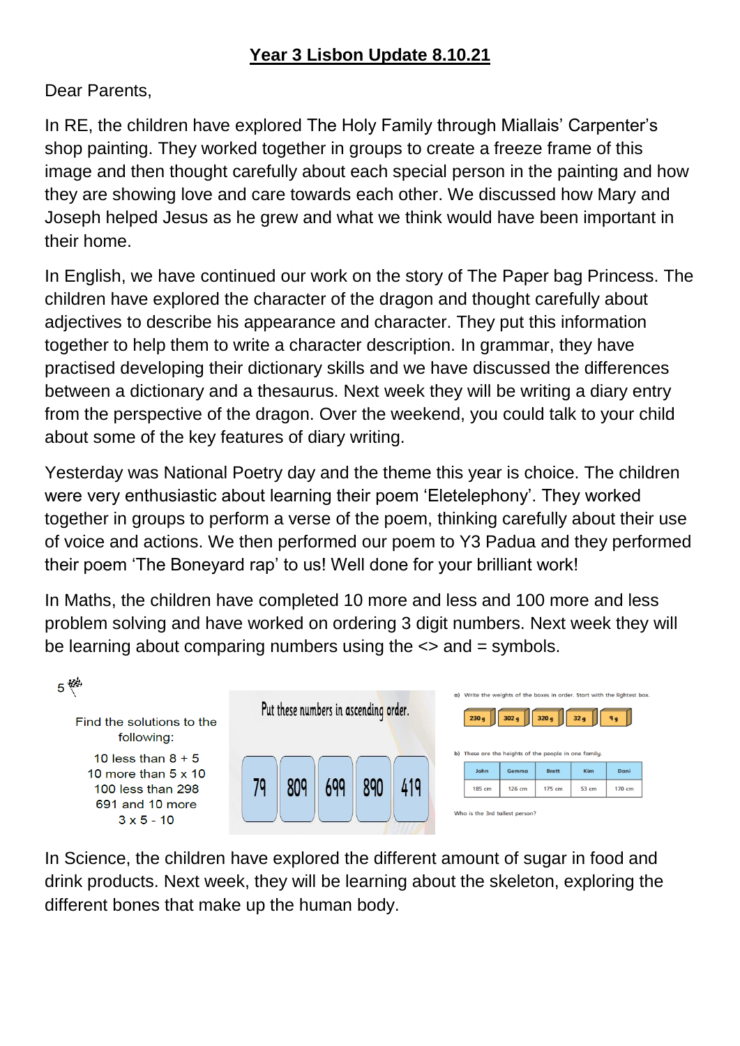# Year 3 Lisbon Update 8.10.21

Dear Parents,

In RE, the children have explored The Holy Family through Miallais' Carpenter's shop painting. They worked together in groups to create a freeze frame of this image and then thought carefully about each special person in the painting and how they are showing love and care towards each other. We discussed how Mary and Joseph helped Jesus as he grew and what we think would have been important in their home.

In English, we have continued our work on the story of The Paper bag Princess. The children have explored the character of the dragon and thought carefully about adjectives to describe his appearance and character. They put this information together to help them to write a character description. In grammar, they have practised developing their dictionary skills and we have discussed the differences between a dictionary and a thesaurus. Next week they will be writing a diary entry from the perspective of the dragon. Over the weekend, you could talk to your child about some of the key features of diary writing.

Yesterday was National Poetry day and the theme this year is choice. The children were very enthusiastic about learning their poem 'Eletelephony'. They worked together in groups to perform a verse of the poem, thinking carefully about their use of voice and actions. We then performed our poem to Y3 Padua and they performed their poem 'The Boneyard rap' to us! Well done for your brilliant work!

In Maths, the children have completed 10 more and less and 100 more and less problem solving and have worked on ordering 3 digit numbers. Next week they will be learning about comparing numbers using the <> and = symbols.

5

Find the solutions to the following:

10 less than 8 + 5
10 more than 5 x 10
100 less than 298
691 and 10 more
3 x 5 - 10

Put these numbers in ascending order.

79 | 809 | 699 | 890 | 419

a) Write the weights of the boxes in order. Start with the lightest box.

230 g | 302 g | 320 g | 32 g | 9 g

b) These are the heights of the people in one family.

| John | Gemma | Brett | Kim | Dani |
|---|---|---|---|---|
| 185 cm | 126 cm | 175 cm | 53 cm | 170 cm |

Who is the 3rd tallest person?

In Science, the children have explored the different amount of sugar in food and drink products. Next week, they will be learning about the skeleton, exploring the different bones that make up the human body.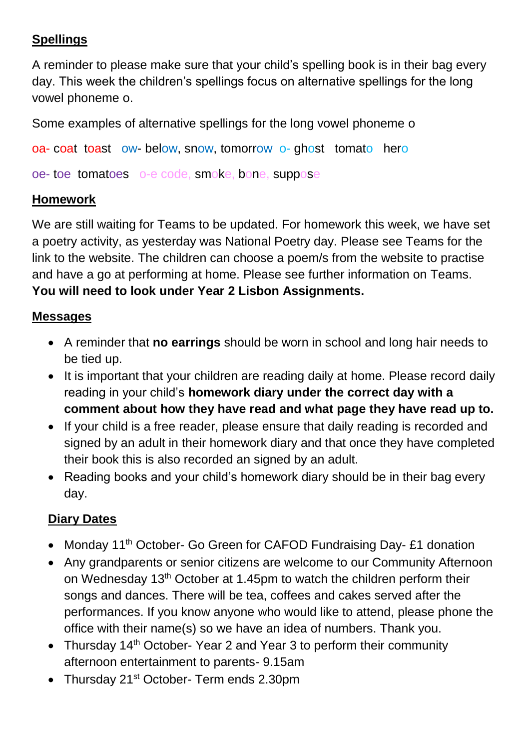## Spellings

A reminder to please make sure that your child's spelling book is in their bag every day. This week the children's spellings focus on alternative spellings for the long vowel phoneme o.

Some examples of alternative spellings for the long vowel phoneme o

oa- coat toast ow- below, snow, tomorrow o- ghost tomato hero

oe- toe tomatoes o-e code, smoke, bone, suppose

## Homework

We are still waiting for Teams to be updated. For homework this week, we have set a poetry activity, as yesterday was National Poetry day. Please see Teams for the link to the website. The children can choose a poem/s from the website to practise and have a go at performing at home. Please see further information on Teams. **You will need to look under Year 2 Lisbon Assignments.**

## Messages

- A reminder that **no earrings** should be worn in school and long hair needs to be tied up.
- It is important that your children are reading daily at home. Please record daily reading in your child's **homework diary under the correct day with a comment about how they have read and what page they have read up to.**
- If your child is a free reader, please ensure that daily reading is recorded and signed by an adult in their homework diary and that once they have completed their book this is also recorded an signed by an adult.
- Reading books and your child's homework diary should be in their bag every day.

## Diary Dates

- Monday 11th October- Go Green for CAFOD Fundraising Day- £1 donation
- Any grandparents or senior citizens are welcome to our Community Afternoon on Wednesday 13th October at 1.45pm to watch the children perform their songs and dances. There will be tea, coffees and cakes served after the performances. If you know anyone who would like to attend, please phone the office with their name(s) so we have an idea of numbers. Thank you.
- Thursday 14th October- Year 2 and Year 3 to perform their community afternoon entertainment to parents- 9.15am
- Thursday 21st October- Term ends 2.30pm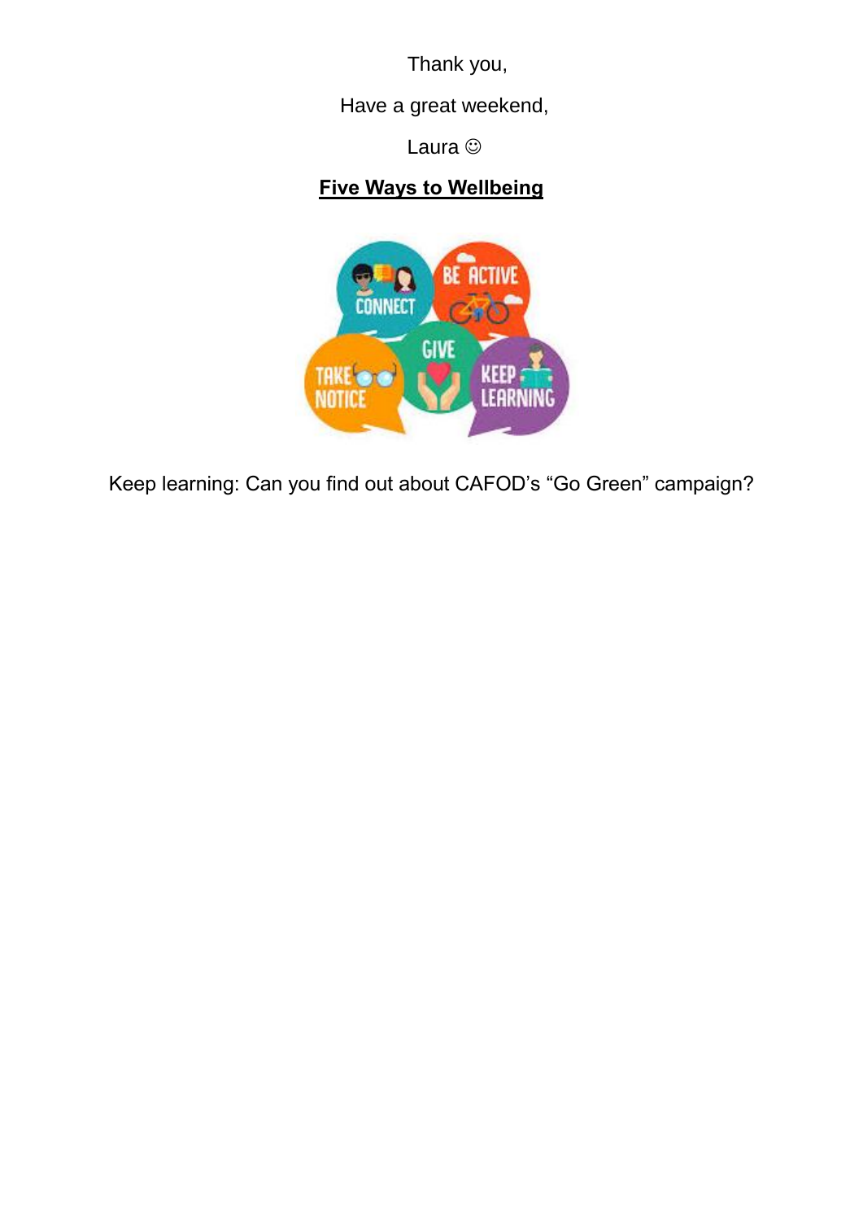Thank you,

Have a great weekend,

Laura ☺

**Five Ways to Wellbeing**

CONNECT

BE ACTIVE

TAKE NOTICE

GIVE

KEEP LEARNING

Keep learning: Can you find out about CAFOD's "Go Green" campaign?